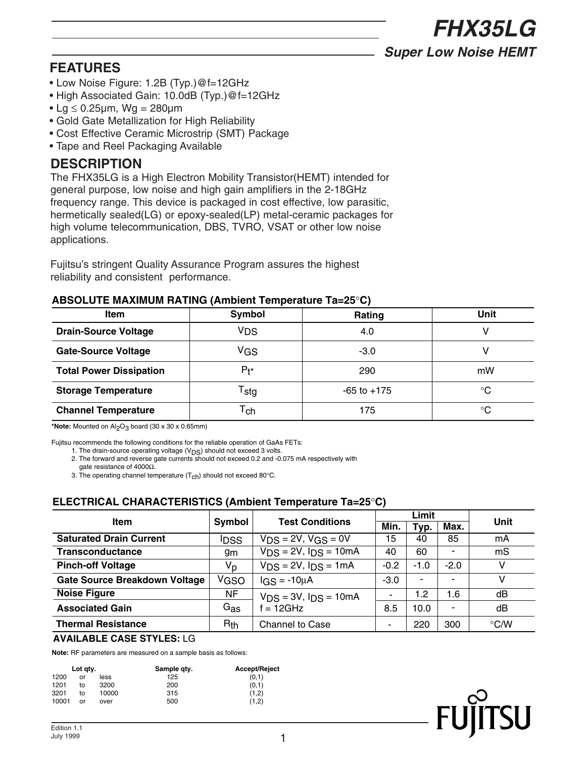# FHX35LG

## Super Low Noise HEMT

## FEATURES

- Low Noise Figure: 1.2B (Typ.)@f=12GHz
- High Associated Gain: 10.0dB (Typ.)@f=12GHz
- Lg ≤ 0.25μm, Wg = 280μm
- Gold Gate Metallization for High Reliability
- Cost Effective Ceramic Microstrip (SMT) Package
- Tape and Reel Packaging Available

## DESCRIPTION

The FHX35LG is a High Electron Mobility Transistor(HEMT) intended for general purpose, low noise and high gain amplifiers in the 2-18GHz frequency range. This device is packaged in cost effective, low parasitic, hermetically sealed(LG) or epoxy-sealed(LP) metal-ceramic packages for high volume telecommunication, DBS, TVRO, VSAT or other low noise applications.

Fujitsu's stringent Quality Assurance Program assures the highest reliability and consistent performance.

### ABSOLUTE MAXIMUM RATING (Ambient Temperature Ta=25°C)

| Item | Symbol | Rating | Unit |
|---|---|---|---|
| **Drain-Source Voltage** | $V_{DS}$ | 4.0 | V |
| **Gate-Source Voltage** | $V_{GS}$ | -3.0 | V |
| **Total Power Dissipation** | $P_t$* | 290 | mW |
| **Storage Temperature** | $T_{stg}$ | -65 to +175 | °C |
| **Channel Temperature** | $T_{ch}$ | 175 | °C |

***Note:** Mounted on $Al_2O_3$ board (30 x 30 x 0.65mm)

Fujitsu recommends the following conditions for the reliable operation of GaAs FETs:

1. The drain-source operating voltage ($V_{DS}$) should not exceed 3 volts.
2. The forward and reverse gate currents should not exceed 0.2 and -0.075 mA respectively with gate resistance of 4000Ω.
3. The operating channel temperature ($T_{ch}$) should not exceed 80°C.

### ELECTRICAL CHARACTERISTICS (Ambient Temperature Ta=25°C)

| Item | Symbol | Test Conditions | Limit | | | Unit |
|---|---|---|---|---|---|---|
| | | | Min. | Typ. | Max. | |
| **Saturated Drain Current** | $I_{DSS}$ | $V_{DS}$ = 2V, $V_{GS}$ = 0V | 15 | 40 | 85 | mA |
| **Transconductance** | $g_m$ | $V_{DS}$ = 2V, $I_{DS}$ = 10mA | 40 | 60 | - | mS |
| **Pinch-off Voltage** | $V_p$ | $V_{DS}$ = 2V, $I_{DS}$ = 1mA | -0.2 | -1.0 | -2.0 | V |
| **Gate Source Breakdown Voltage** | $V_{GSO}$ | $I_{GS}$ = -10μA | -3.0 | - | - | V |
| **Noise Figure** | NF | $V_{DS}$ = 3V, $I_{DS}$ = 10mA | - | 1.2 | 1.6 | dB |
| **Associated Gain** | $G_{as}$ | f = 12GHz | 8.5 | 10.0 | - | dB |
| **Thermal Resistance** | $R_{th}$ | Channel to Case | - | 220 | 300 | °C/W |

**AVAILABLE CASE STYLES:** LG

**Note:** RF parameters are measured on a sample basis as follows:

| Lot qty. | Sample qty. | Accept/Reject |
|---|---|---|
| 1200 or less | 125 | (0,1) |
| 1201 to 3200 | 200 | (0,1) |
| 3201 to 10000 | 315 | (1,2) |
| 10001 or over | 500 | (1,2) |

FUJITSU

Edition 1.1
July 1999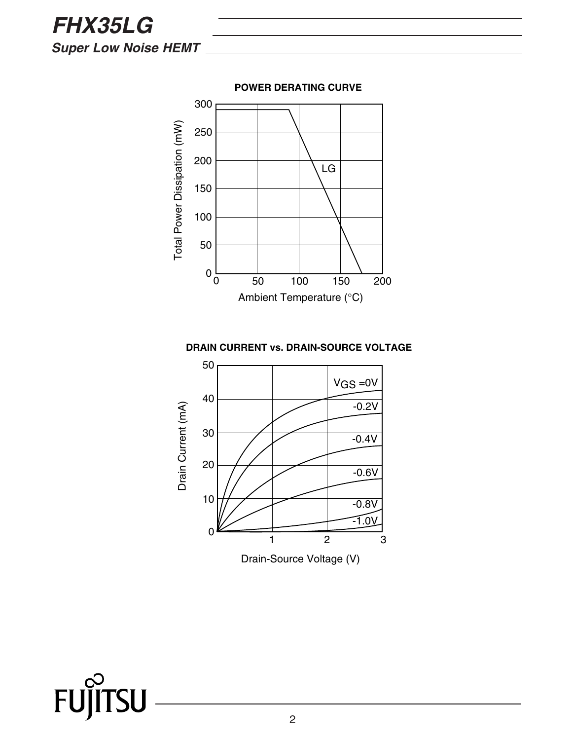**POWER DERATING CURVE**

Total Power Dissipation (mW) vs. Ambient Temperature (°C)

LG

**DRAIN CURRENT vs. DRAIN-SOURCE VOLTAGE**

Drain Current (mA) vs. Drain-Source Voltage (V)

$V_{GS}$ =0V, -0.2V, -0.4V, -0.6V, -0.8V, -1.0V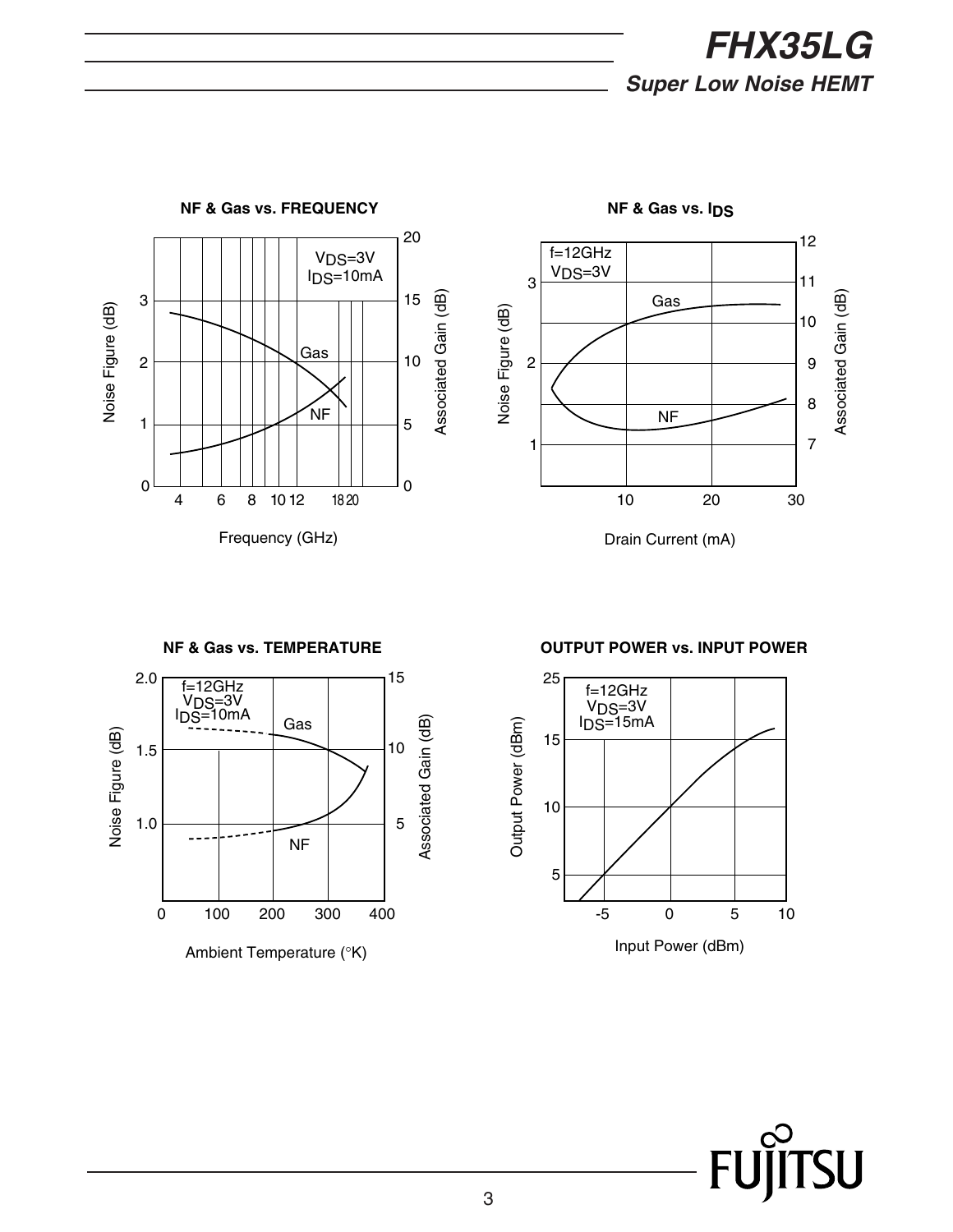**NF & Gas vs. FREQUENCY**

$V_{DS}$=3V
$I_{DS}$=10mA

Noise Figure (dB) / Associated Gain (dB) vs. Frequency (GHz)

Gas, NF

**NF & Gas vs. $I_{DS}$**

f=12GHz
$V_{DS}$=3V

Noise Figure (dB) / Associated Gain (dB) vs. Drain Current (mA)

Gas, NF

**NF & Gas vs. TEMPERATURE**

f=12GHz
$V_{DS}$=3V
$I_{DS}$=10mA

Noise Figure (dB) / Associated Gain (dB) vs. Ambient Temperature (°K)

Gas, NF

**OUTPUT POWER vs. INPUT POWER**

f=12GHz
$V_{DS}$=3V
$I_{DS}$=15mA

Output Power (dBm) vs. Input Power (dBm)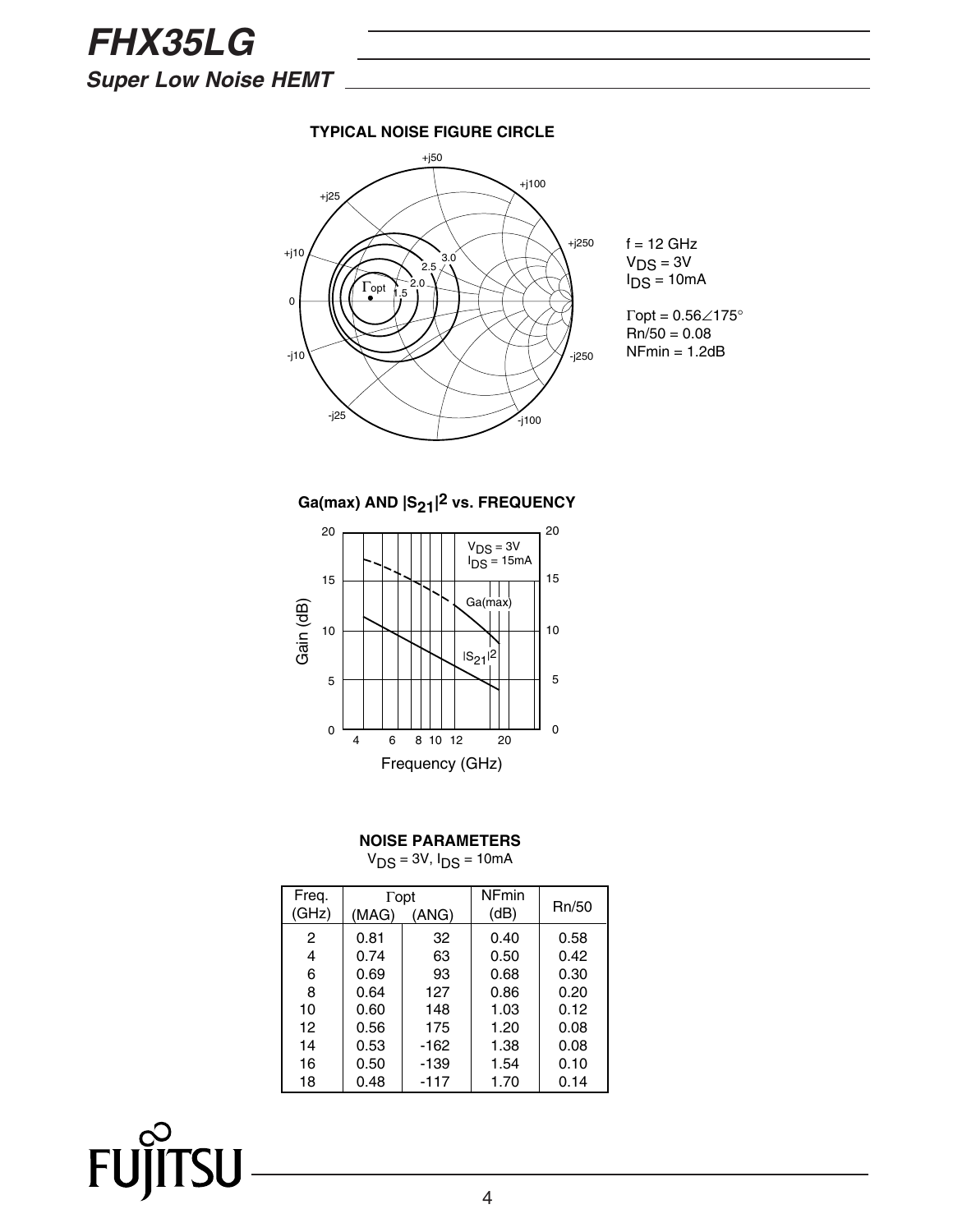## TYPICAL NOISE FIGURE CIRCLE

f = 12 GHz
$V_{DS}$ = 3V
$I_{DS}$ = 10mA

$\Gamma$opt = 0.56∠175°
Rn/50 = 0.08
NFmin = 1.2dB

## Ga(max) AND $|S_{21}|^2$ vs. FREQUENCY

$V_{DS}$ = 3V
$I_{DS}$ = 15mA

## NOISE PARAMETERS

$V_{DS}$ = 3V, $I_{DS}$ = 10mA

| Freq. (GHz) | $\Gamma$opt (MAG) | $\Gamma$opt (ANG) | NFmin (dB) | Rn/50 |
|---|---|---|---|---|
| 2 | 0.81 | 32 | 0.40 | 0.58 |
| 4 | 0.74 | 63 | 0.50 | 0.42 |
| 6 | 0.69 | 93 | 0.68 | 0.30 |
| 8 | 0.64 | 127 | 0.86 | 0.20 |
| 10 | 0.60 | 148 | 1.03 | 0.12 |
| 12 | 0.56 | 175 | 1.20 | 0.08 |
| 14 | 0.53 | -162 | 1.38 | 0.08 |
| 16 | 0.50 | -139 | 1.54 | 0.10 |
| 18 | 0.48 | -117 | 1.70 | 0.14 |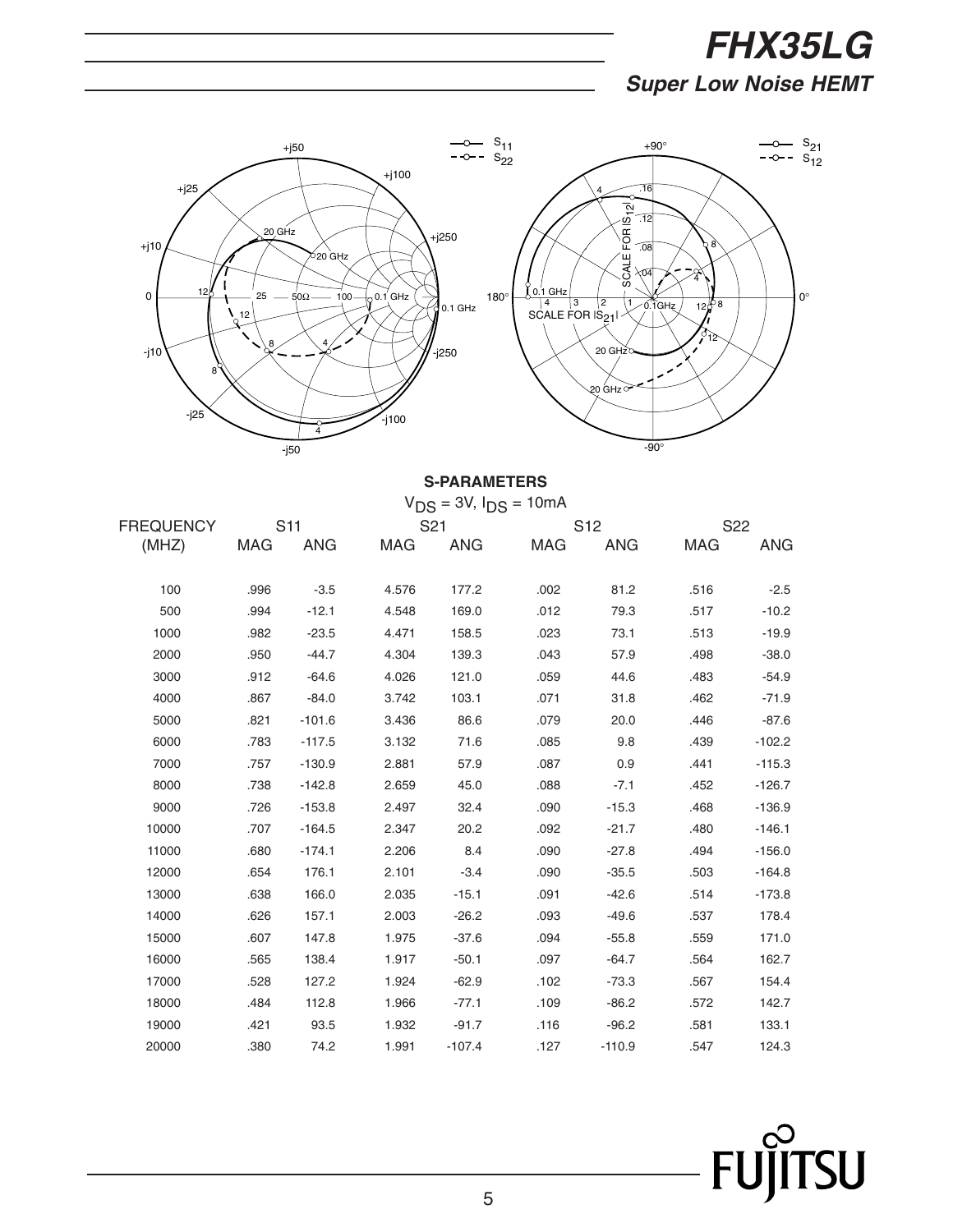# FHX35LG

## Super Low Noise HEMT

### S-PARAMETERS

$V_{DS}$ = 3V, $I_{DS}$ = 10mA

| FREQUENCY | S11 | | S21 | | S12 | | S22 | |
|---|---|---|---|---|---|---|---|---|
| (MHZ) | MAG | ANG | MAG | ANG | MAG | ANG | MAG | ANG |
| 100 | .996 | -3.5 | 4.576 | 177.2 | .002 | 81.2 | .516 | -2.5 |
| 500 | .994 | -12.1 | 4.548 | 169.0 | .012 | 79.3 | .517 | -10.2 |
| 1000 | .982 | -23.5 | 4.471 | 158.5 | .023 | 73.1 | .513 | -19.9 |
| 2000 | .950 | -44.7 | 4.304 | 139.3 | .043 | 57.9 | .498 | -38.0 |
| 3000 | .912 | -64.6 | 4.026 | 121.0 | .059 | 44.6 | .483 | -54.9 |
| 4000 | .867 | -84.0 | 3.742 | 103.1 | .071 | 31.8 | .462 | -71.9 |
| 5000 | .821 | -101.6 | 3.436 | 86.6 | .079 | 20.0 | .446 | -87.6 |
| 6000 | .783 | -117.5 | 3.132 | 71.6 | .085 | 9.8 | .439 | -102.2 |
| 7000 | .757 | -130.9 | 2.881 | 57.9 | .087 | 0.9 | .441 | -115.3 |
| 8000 | .738 | -142.8 | 2.659 | 45.0 | .088 | -7.1 | .452 | -126.7 |
| 9000 | .726 | -153.8 | 2.497 | 32.4 | .090 | -15.3 | .468 | -136.9 |
| 10000 | .707 | -164.5 | 2.347 | 20.2 | .092 | -21.7 | .480 | -146.1 |
| 11000 | .680 | -174.1 | 2.206 | 8.4 | .090 | -27.8 | .494 | -156.0 |
| 12000 | .654 | 176.1 | 2.101 | -3.4 | .090 | -35.5 | .503 | -164.8 |
| 13000 | .638 | 166.0 | 2.035 | -15.1 | .091 | -42.6 | .514 | -173.8 |
| 14000 | .626 | 157.1 | 2.003 | -26.2 | .093 | -49.6 | .537 | 178.4 |
| 15000 | .607 | 147.8 | 1.975 | -37.6 | .094 | -55.8 | .559 | 171.0 |
| 16000 | .565 | 138.4 | 1.917 | -50.1 | .097 | -64.7 | .564 | 162.7 |
| 17000 | .528 | 127.2 | 1.924 | -62.9 | .102 | -73.3 | .567 | 154.4 |
| 18000 | .484 | 112.8 | 1.966 | -77.1 | .109 | -86.2 | .572 | 142.7 |
| 19000 | .421 | 93.5 | 1.932 | -91.7 | .116 | -96.2 | .581 | 133.1 |
| 20000 | .380 | 74.2 | 1.991 | -107.4 | .127 | -110.9 | .547 | 124.3 |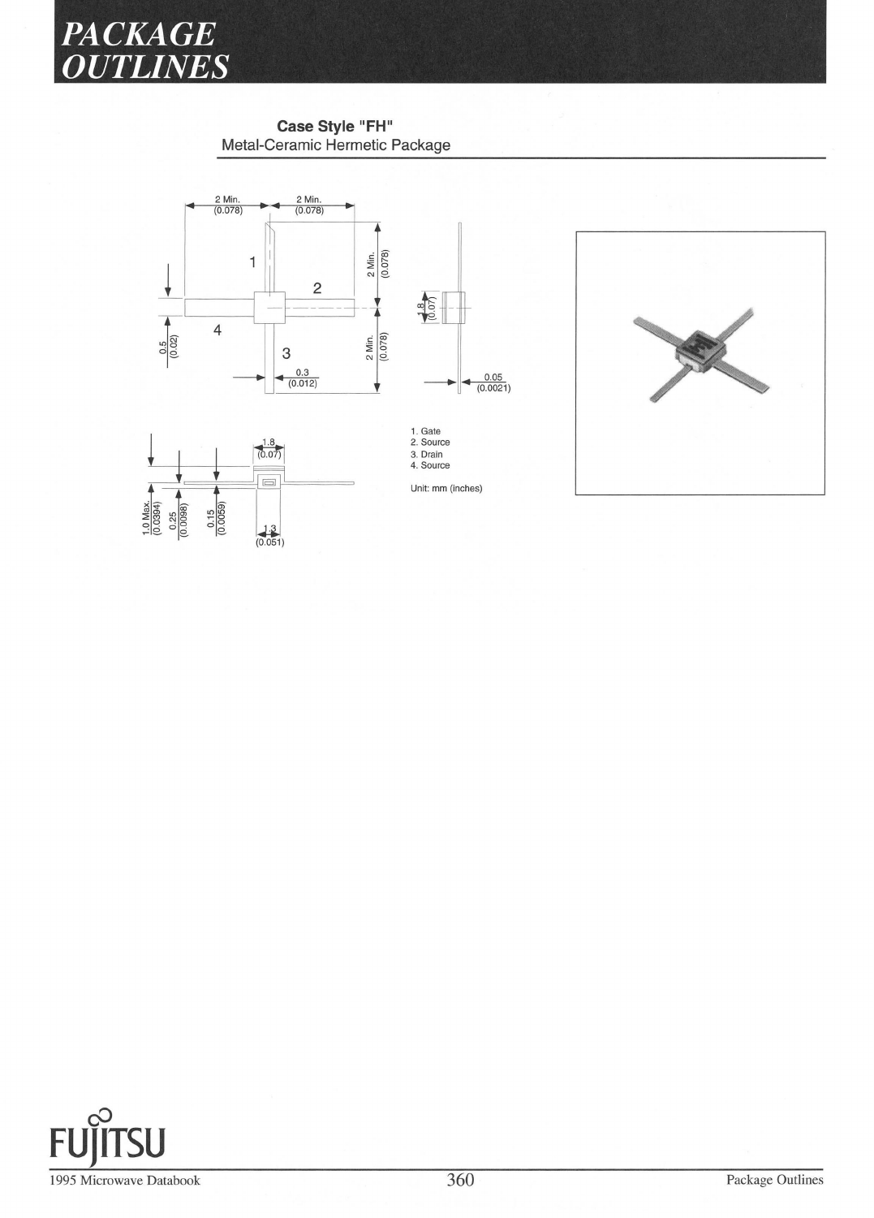# PACKAGE OUTLINES

## Case Style "FH"

Metal-Ceramic Hermetic Package

2 Min. (0.078)
2 Min. (0.078)
2 Min. (0.078)
2 Min. (0.078)
0.5 (0.02)
0.3 (0.012)
1.8 (0.07)
0.05 (0.0021)
1.8 (0.07)
1.0 Max. (0.0394)
0.25 (0.0098)
0.15 (0.0059)
1.3 (0.051)

1. Gate
2. Source
3. Drain
4. Source

Unit: mm (inches)

FUJITSU

1995 Microwave Databook